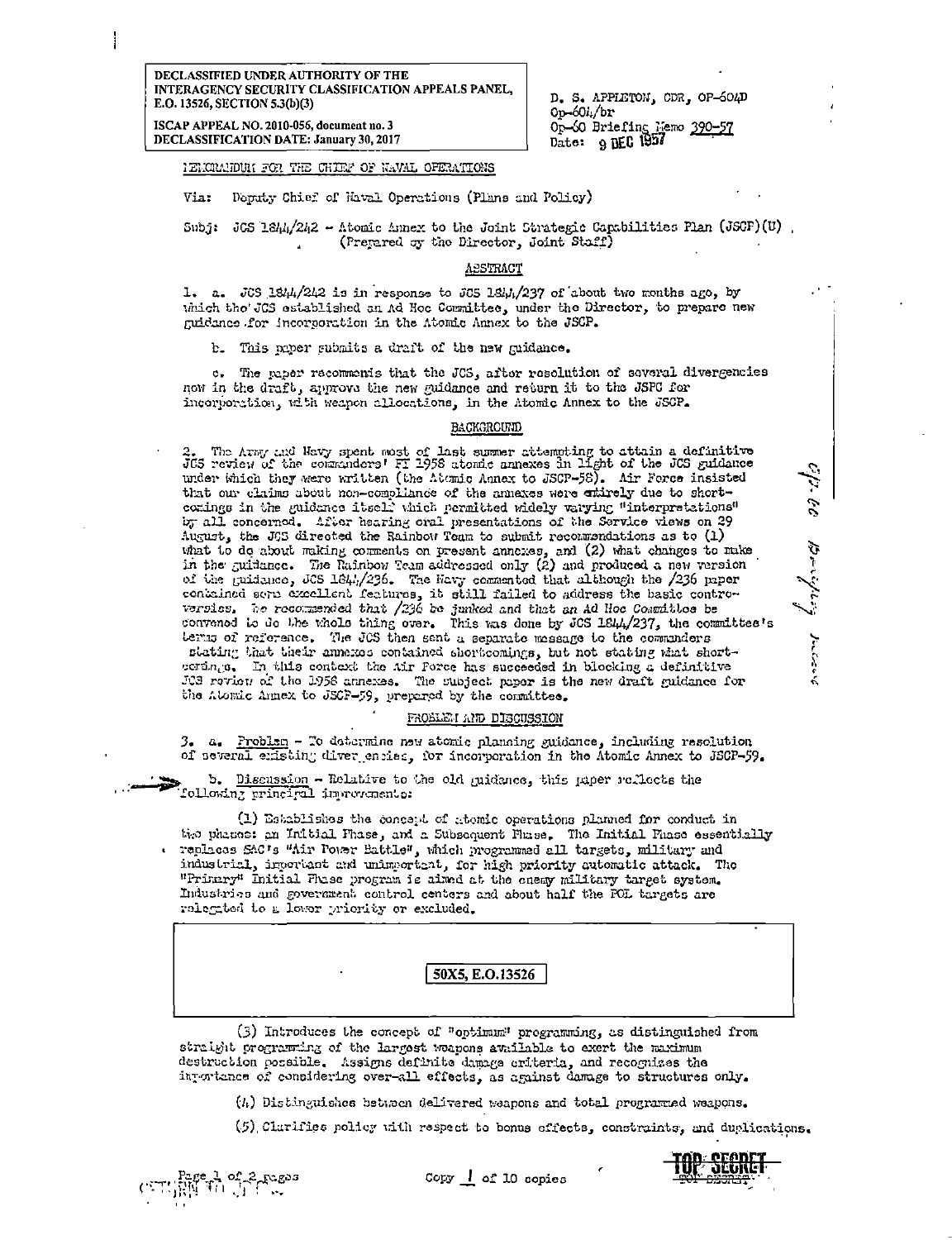DECLASSIFIED UNDER AUTHORITY OF THE INTERAGENCY SECURITY CLASSIFICATION APPEALS PANEL, E.O. 13526, SECTION 5.3(b)(3)

ISCAP APPEAL NO. 2010-056, document no. 3
DECLASSIFICATION DATE: January 30, 2017

D. S. APPLETON, CDR, OP-604D
Op-604/br
Op-60 Briefing Memo 390-57
Date: 9 DEC 1957

MEMORANDUM FOR THE CHIEF OF NAVAL OPERATIONS

Via: Deputy Chief of Naval Operations (Plans and Policy)

Subj: JCS 1844/242 - Atomic Annex to the Joint Strategic Capabilities Plan (JSCP)(U) (Prepared by the Director, Joint Staff)

## ABSTRACT

1\. a. JCS 1844/242 is in response to JCS 1844/237 of about two months ago, by which the JCS established an Ad Hoc Committee, under the Director, to prepare new guidance for incorporation in the Atomic Annex to the JSCP.

b. This paper submits a draft of the new guidance.

c. The paper recommends that the JCS, after resolution of several divergencies now in the draft, approve the new guidance and return it to the JSPC for incorporation, with weapon allocations, in the Atomic Annex to the JSCP.

## BACKGROUND

2\. The Army and Navy spent most of last summer attempting to attain a definitive JCS review of the commanders' FY 1958 atomic annexes in light of the JCS guidance under which they were written (the Atomic Annex to JSCP-58). Air Force insisted that our claims about non-compliance of the annexes were entirely due to shortcomings in the guidance itself which permitted widely varying "interpretations" by all concerned. After hearing oral presentations of the Service views on 29 August, the JCS directed the Rainbow Team to submit recommendations as to (1) what to do about making comments on present annexes, and (2) what changes to make in the guidance. The Rainbow Team addressed only (2) and produced a new version of the guidance, JCS 1844/236. The Navy commented that although the /236 paper contained some excellent features, it still failed to address the basic controversies. We recommended that /236 be junked and that an Ad Hoc Committee be convened to do the whole thing over. This was done by JCS 1844/237, the committee's terms of reference. The JCS then sent a separate message to the commanders stating that their annexes contained shortcomings, but not stating what shortcomings. In this context the Air Force has succeeded in blocking a definitive JCS review of the 1958 annexes. The subject paper is the new draft guidance for the Atomic Annex to JSCP-59, prepared by the committee.

## PROBLEM AND DISCUSSION

3\. a. Problem - To determine new atomic planning guidance, including resolution of several existing divergencies, for incorporation in the Atomic Annex to JSCP-59.

b. Discussion - Relative to the old guidance, this paper reflects the following principal improvements:

(1) Establishes the concept of atomic operations planned for conduct in two phases: an Initial Phase, and a Subsequent Phase. The Initial Phase essentially replaces SAC's "Air Power Battle", which programmed all targets, military and industrial, important and unimportant, for high priority automatic attack. The "Primary" Initial Phase program is aimed at the enemy military target system. Industries and government control centers and about half the POL targets are relegated to a lower priority or excluded.

50X5, E.O.13526

(3) Introduces the concept of "optimum" programming, as distinguished from straight programming of the largest weapons available to exert the maximum destruction possible. Assigns definite damage criteria, and recognizes the importance of considering over-all effects, as against damage to structures only.

(4) Distinguishes between delivered weapons and total programmed weapons.

(5) Clarifies policy with respect to bonus effects, constraints, and duplications.

Copy 1 of 10 copies

TOP SECRET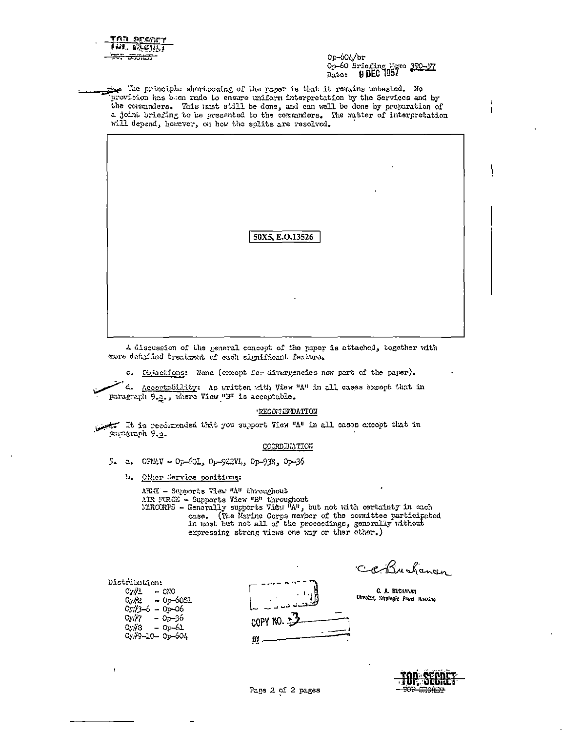TOP SECRET

Op-604/br
Op-60 Briefing Memo 390-57
Date: 9 DEC 1957

The principle shortcoming of the paper is that it remains untested. No provision has been made to ensure uniform interpretation by the Services and by the commanders. This must still be done, and can well be done by preparation of a joint briefing to be presented to the commanders. The matter of interpretation will depend, however, on how the splits are resolved.

50X5, E.O.13526

A discussion of the general concept of the paper is attached, together with more detailed treatment of each significant feature.

c. Objections: None (except for divergencies now part of the paper).

d. Acceptability: As written with View "A" in all cases except that in paragraph 9.a., where View "B" is acceptable.

RECOMMENDATION

It is recommended that you support View "A" in all cases except that in paragraph 9.a.

COORDINATION

5. a. OPNAV - Op-60L, Op-922V4, Op-93R, Op-36

b. Other Service positions:

ARMY - Supports View "A" throughout
AIR FORCE - Supports View "B" throughout
MARCORPS - Generally supports View "A", but not with certainty in each case. (The Marine Corps member of the committee participated in most but not all of the proceedings, generally without expressing strong views one way or ther other.)

C. A. Buchanan
C. A. BUCHANAN
Director, Strategic Plans Division

Distribution:
Cy#1 - CNO
Cy#2 - Op-60S1
Cy#3-6 - Op-06
Cy#7 - Op-36
Cy#8 - Op-61
Cy#9-10- Op-604

COPY NO. 3
BY

TOP SECRET